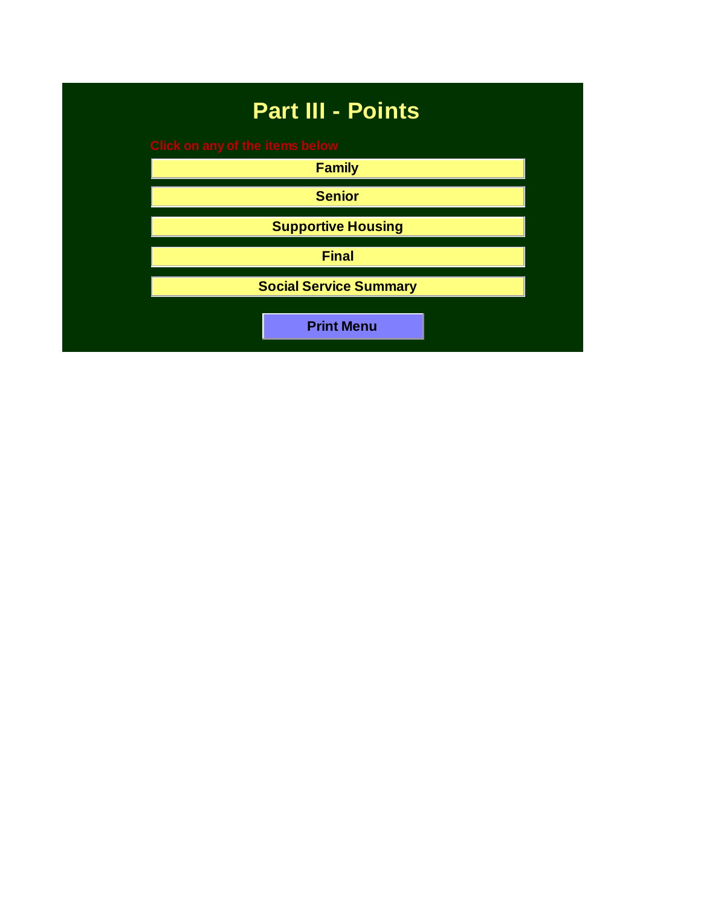# Part III - Points

Click on any of the items below

- Family
- Senior
- Supportive Housing
- Final
- Social Service Summary

Print Menu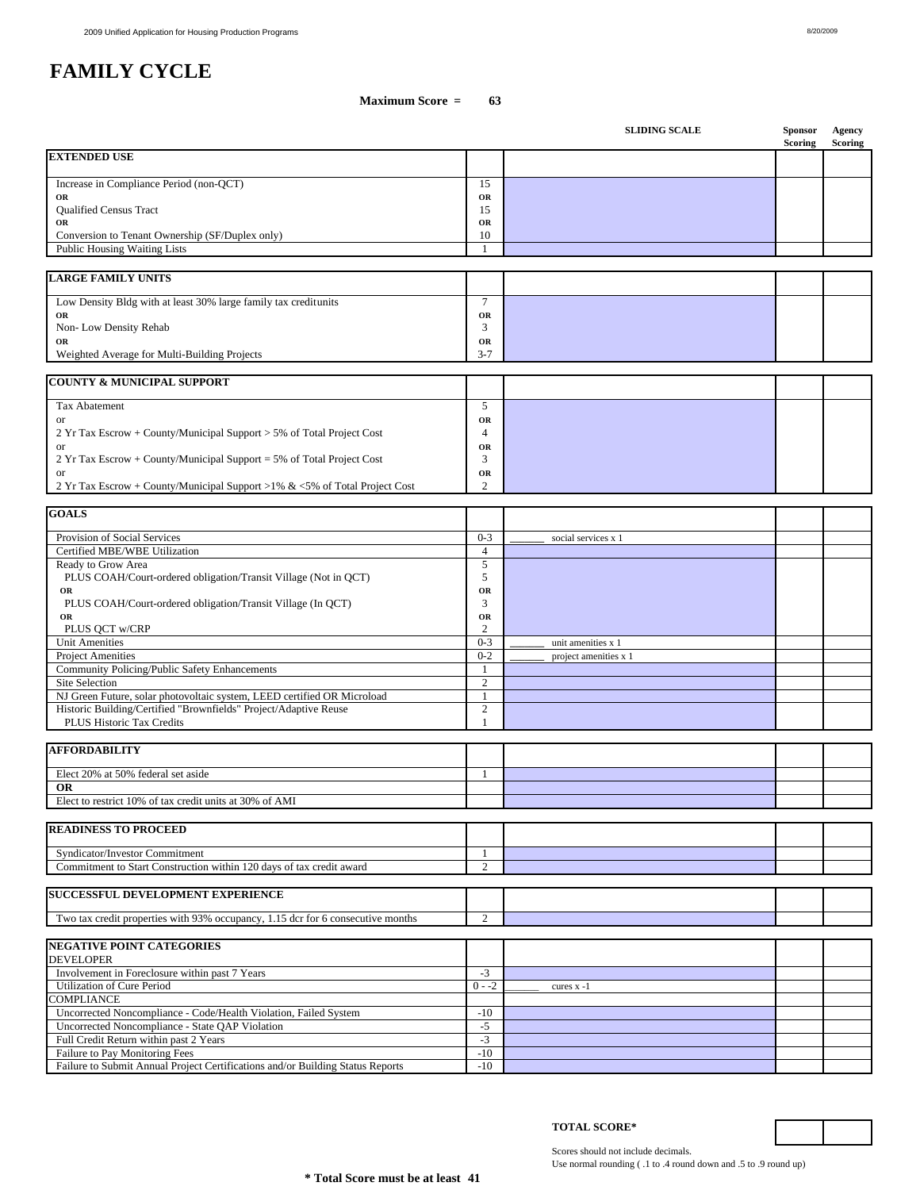# FAMILY CYCLE

**Maximum Score = 63**

| | Points | SLIDING SCALE | Sponsor Scoring | Agency Scoring |
|---|---|---|---|---|
| **EXTENDED USE** | | | | |
| Increase in Compliance Period (non-QCT) | 15 | | | |
| **OR** | **OR** | | | |
| Qualified Census Tract | 15 | | | |
| **OR** | **OR** | | | |
| Conversion to Tenant Ownership (SF/Duplex only) | 10 | | | |
| Public Housing Waiting Lists | 1 | | | |
| **LARGE FAMILY UNITS** | | | | |
| Low Density Bldg with at least 30% large family tax creditunits | 7 | | | |
| **OR** | **OR** | | | |
| Non- Low Density Rehab | 3 | | | |
| **OR** | **OR** | | | |
| Weighted Average for Multi-Building Projects | 3-7 | | | |
| **COUNTY & MUNICIPAL SUPPORT** | | | | |
| Tax Abatement | 5 | | | |
| or | **OR** | | | |
| 2 Yr Tax Escrow + County/Municipal Support > 5% of Total Project Cost | 4 | | | |
| or | **OR** | | | |
| 2 Yr Tax Escrow + County/Municipal Support = 5% of Total Project Cost | 3 | | | |
| or | **OR** | | | |
| 2 Yr Tax Escrow + County/Municipal Support >1% & <5% of Total Project Cost | 2 | | | |
| **GOALS** | | | | |
| Provision of Social Services | 0-3 | _______ social services x 1 | | |
| Certified MBE/WBE Utilization | 4 | | | |
| Ready to Grow Area | 5 | | | |
| PLUS COAH/Court-ordered obligation/Transit Village (Not in QCT) | 5 | | | |
| **OR** | **OR** | | | |
| PLUS COAH/Court-ordered obligation/Transit Village (In QCT) | 3 | | | |
| **OR** | **OR** | | | |
| PLUS QCT w/CRP | 2 | | | |
| Unit Amenities | 0-3 | _______ unit amenities x 1 | | |
| Project Amenities | 0-2 | _______ project amenities x 1 | | |
| Community Policing/Public Safety Enhancements | 1 | | | |
| Site Selection | 2 | | | |
| NJ Green Future, solar photovoltaic system, LEED certified OR Microload | 1 | | | |
| Historic Building/Certified "Brownfields" Project/Adaptive Reuse | 2 | | | |
| PLUS Historic Tax Credits | 1 | | | |
| **AFFORDABILITY** | | | | |
| Elect 20% at 50% federal set aside | 1 | | | |
| **OR** | | | | |
| Elect to restrict 10% of tax credit units at 30% of AMI | | | | |
| **READINESS TO PROCEED** | | | | |
| Syndicator/Investor Commitment | 1 | | | |
| Commitment to Start Construction within 120 days of tax credit award | 2 | | | |
| **SUCCESSFUL DEVELOPMENT EXPERIENCE** | | | | |
| Two tax credit properties with 93% occupancy, 1.15 dcr for 6 consecutive months | 2 | | | |
| **NEGATIVE POINT CATEGORIES** | | | | |
| DEVELOPER | | | | |
| Involvement in Foreclosure within past 7 Years | -3 | | | |
| Utilization of Cure Period | 0 - -2 | ______ cures x -1 | | |
| COMPLIANCE | | | | |
| Uncorrected Noncompliance - Code/Health Violation, Failed System | -10 | | | |
| Uncorrected Noncompliance - State QAP Violation | -5 | | | |
| Full Credit Return within past 2 Years | -3 | | | |
| Failure to Pay Monitoring Fees | -10 | | | |
| Failure to Submit Annual Project Certifications and/or Building Status Reports | -10 | | | |

**TOTAL SCORE***

Scores should not include decimals.
Use normal rounding ( .1 to .4 round down and .5 to .9 round up)

*** Total Score must be at least 41**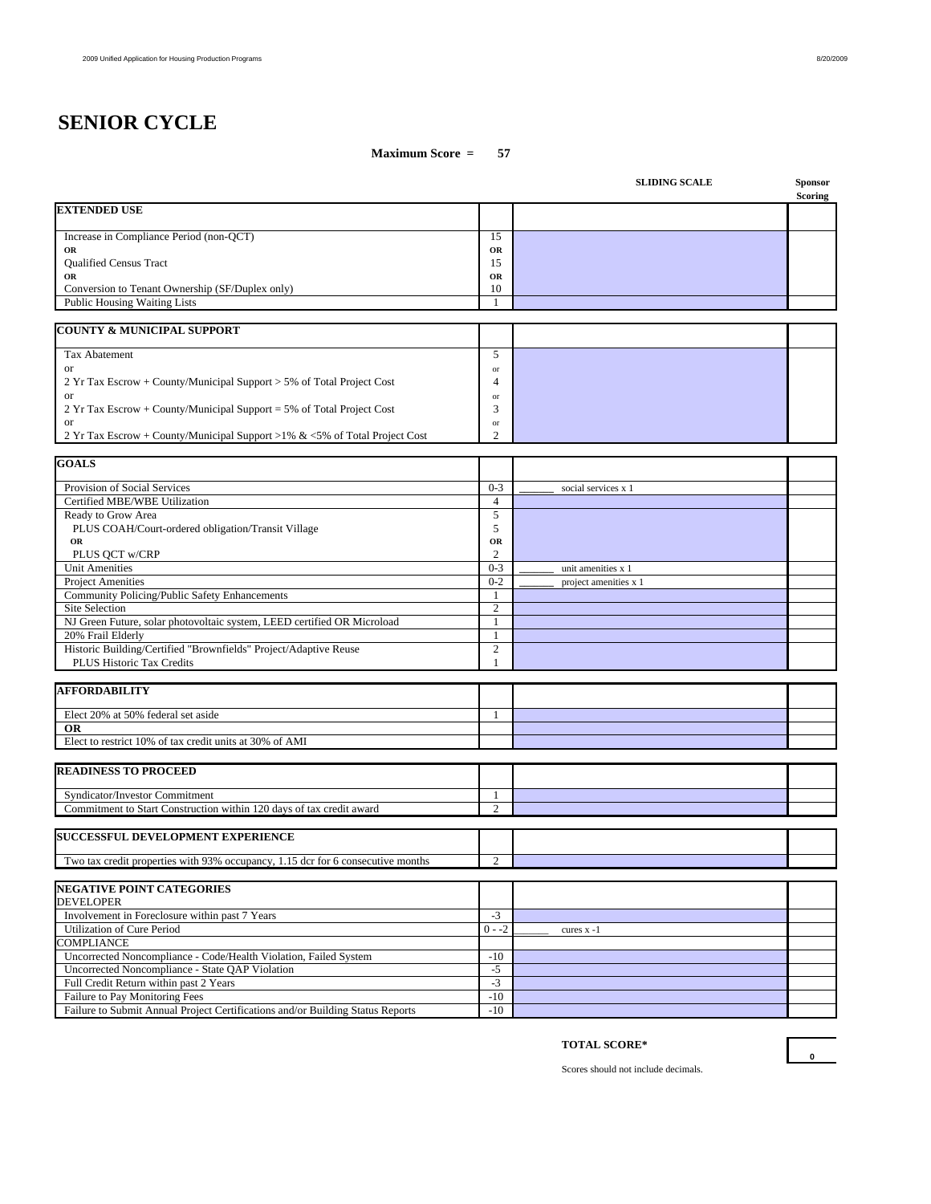# SENIOR CYCLE

**Maximum Score = 57**

| | | SLIDING SCALE | Sponsor Scoring |
|---|---|---|---|
| **EXTENDED USE** | | | |
| Increase in Compliance Period (non-QCT) | 15 | | |
| **OR** | **OR** | | |
| Qualified Census Tract | 15 | | |
| **OR** | **OR** | | |
| Conversion to Tenant Ownership (SF/Duplex only) | 10 | | |
| Public Housing Waiting Lists | 1 | | |
| **COUNTY & MUNICIPAL SUPPORT** | | | |
| Tax Abatement | 5 | | |
| or | or | | |
| 2 Yr Tax Escrow + County/Municipal Support > 5% of Total Project Cost | 4 | | |
| or | or | | |
| 2 Yr Tax Escrow + County/Municipal Support = 5% of Total Project Cost | 3 | | |
| or | or | | |
| 2 Yr Tax Escrow + County/Municipal Support >1% & <5% of Total Project Cost | 2 | | |
| **GOALS** | | | |
| Provision of Social Services | 0-3 | _______ social services x 1 | |
| Certified MBE/WBE Utilization | 4 | | |
| Ready to Grow Area | 5 | | |
| PLUS COAH/Court-ordered obligation/Transit Village | 5 | | |
| **OR** | **OR** | | |
| PLUS QCT w/CRP | 2 | | |
| Unit Amenities | 0-3 | _______ unit amenities x 1 | |
| Project Amenities | 0-2 | _______ project amenities x 1 | |
| Community Policing/Public Safety Enhancements | 1 | | |
| Site Selection | 2 | | |
| NJ Green Future, solar photovoltaic system, LEED certified OR Microload | 1 | | |
| 20% Frail Elderly | 1 | | |
| Historic Building/Certified "Brownfields" Project/Adaptive Reuse | 2 | | |
| PLUS Historic Tax Credits | 1 | | |
| **AFFORDABILITY** | | | |
| Elect 20% at 50% federal set aside | 1 | | |
| **OR** | | | |
| Elect to restrict 10% of tax credit units at 30% of AMI | | | |
| **READINESS TO PROCEED** | | | |
| Syndicator/Investor Commitment | 1 | | |
| Commitment to Start Construction within 120 days of tax credit award | 2 | | |
| **SUCCESSFUL DEVELOPMENT EXPERIENCE** | | | |
| Two tax credit properties with 93% occupancy, 1.15 dcr for 6 consecutive months | 2 | | |
| **NEGATIVE POINT CATEGORIES** | | | |
| DEVELOPER | | | |
| Involvement in Foreclosure within past 7 Years | -3 | | |
| Utilization of Cure Period | 0 - -2 | _______ cures x -1 | |
| COMPLIANCE | | | |
| Uncorrected Noncompliance - Code/Health Violation, Failed System | -10 | | |
| Uncorrected Noncompliance - State QAP Violation | -5 | | |
| Full Credit Return within past 2 Years | -3 | | |
| Failure to Pay Monitoring Fees | -10 | | |
| Failure to Submit Annual Project Certifications and/or Building Status Reports | -10 | | |

**TOTAL SCORE*** 0

Scores should not include decimals.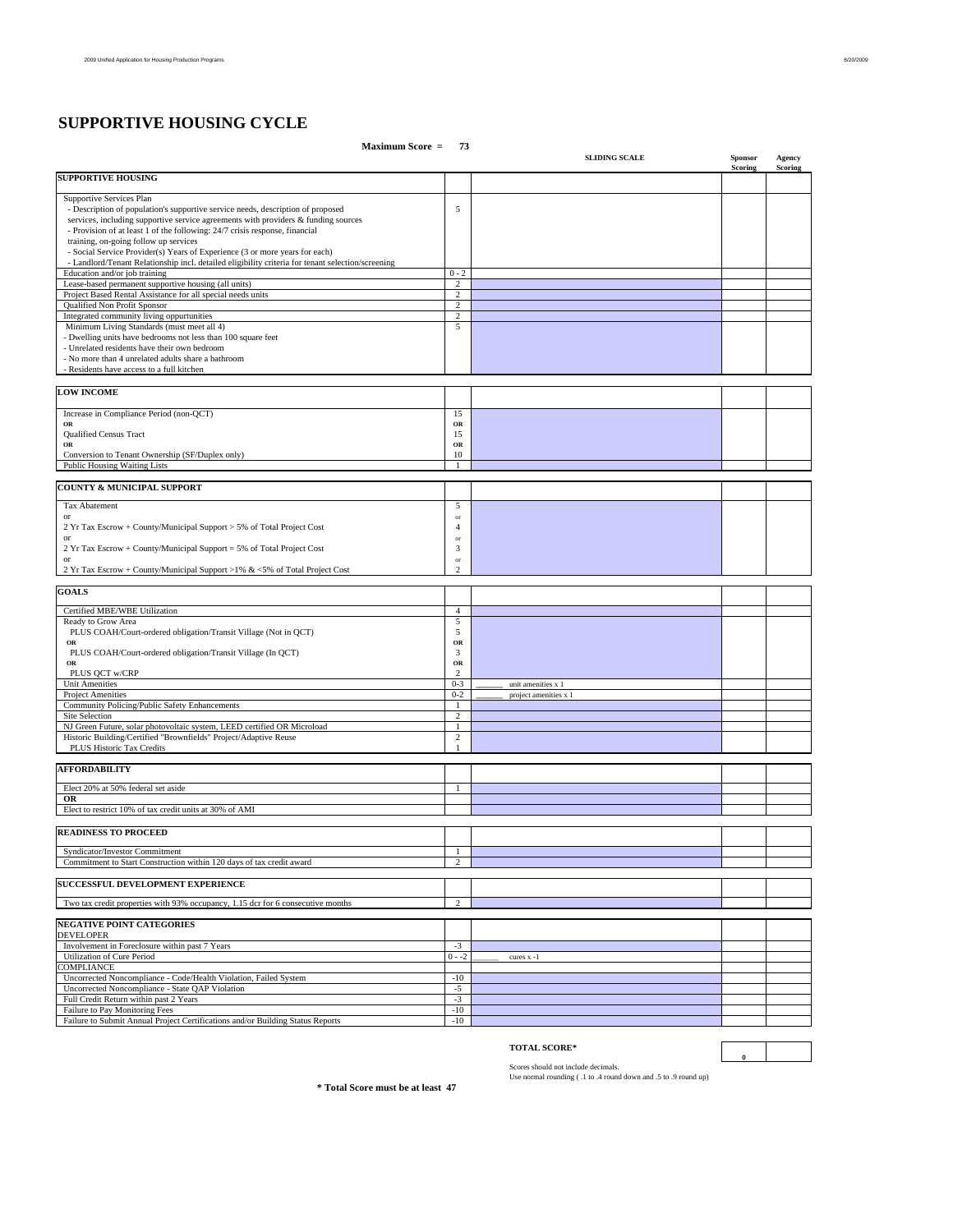# SUPPORTIVE HOUSING CYCLE

**Maximum Score = 73**

| | | SLIDING SCALE | Sponsor Scoring | Agency Scoring |
|---|---|---|---|---|
| **SUPPORTIVE HOUSING** | | | | |
| Supportive Services Plan<br>- Description of population's supportive service needs, description of proposed services, including supportive service agreements with providers & funding sources<br>- Provision of at least 1 of the following: 24/7 crisis response, financial training, on-going follow up services<br>- Social Service Provider(s) Years of Experience (3 or more years for each)<br>- Landlord/Tenant Relationship incl. detailed eligibility criteria for tenant selection/screening | 5 | | | |
| Education and/or job training | 0 - 2 | | | |
| Lease-based permanent supportive housing (all units) | 2 | | | |
| Project Based Rental Assistance for all special needs units | 2 | | | |
| Qualified Non Profit Sponsor | 2 | | | |
| Integrated community living oppurtunities | 2 | | | |
| Minimum Living Standards (must meet all 4)<br>- Dwelling units have bedrooms not less than 100 square feet<br>- Unrelated residents have their own bedroom<br>- No more than 4 unrelated adults share a bathroom<br>- Residents have access to a full kitchen | 5 | | | |
| **LOW INCOME** | | | | |
| Increase in Compliance Period (non-QCT) | 15 | | | |
| OR | OR | | | |
| Qualified Census Tract | 15 | | | |
| OR | OR | | | |
| Conversion to Tenant Ownership (SF/Duplex only) | 10 | | | |
| Public Housing Waiting Lists | 1 | | | |
| **COUNTY & MUNICIPAL SUPPORT** | | | | |
| Tax Abatement | 5 | | | |
| or | or | | | |
| 2 Yr Tax Escrow + County/Municipal Support > 5% of Total Project Cost | 4 | | | |
| or | or | | | |
| 2 Yr Tax Escrow + County/Municipal Support = 5% of Total Project Cost | 3 | | | |
| or | or | | | |
| 2 Yr Tax Escrow + County/Municipal Support >1% & <5% of Total Project Cost | 2 | | | |
| **GOALS** | | | | |
| Certified MBE/WBE Utilization | 4 | | | |
| Ready to Grow Area | 5 | | | |
| PLUS COAH/Court-ordered obligation/Transit Village (Not in QCT) | 5 | | | |
| OR | OR | | | |
| PLUS COAH/Court-ordered obligation/Transit Village (In QCT) | 3 | | | |
| OR | OR | | | |
| PLUS QCT w/CRP | 2 | | | |
| Unit Amenities | 0-3 | ______ unit amenities x 1 | | |
| Project Amenities | 0-2 | ______ project amenities x 1 | | |
| Community Policing/Public Safety Enhancements | 1 | | | |
| Site Selection | 2 | | | |
| NJ Green Future, solar photovoltaic system, LEED certified OR Microload | 1 | | | |
| Historic Building/Certified "Brownfields" Project/Adaptive Reuse | 2 | | | |
| PLUS Historic Tax Credits | 1 | | | |
| **AFFORDABILITY** | | | | |
| Elect 20% at 50% federal set aside | 1 | | | |
| **OR** | | | | |
| Elect to restrict 10% of tax credit units at 30% of AMI | | | | |
| **READINESS TO PROCEED** | | | | |
| Syndicator/Investor Commitment | 1 | | | |
| Commitment to Start Construction within 120 days of tax credit award | 2 | | | |
| **SUCCESSFUL DEVELOPMENT EXPERIENCE** | | | | |
| Two tax credit properties with 93% occupancy, 1.15 dcr for 6 consecutive months | 2 | | | |
| **NEGATIVE POINT CATEGORIES** | | | | |
| DEVELOPER | | | | |
| Involvement in Foreclosure within past 7 Years | -3 | | | |
| Utilization of Cure Period | 0 - -2 | ______ cures x -1 | | |
| COMPLIANCE | | | | |
| Uncorrected Noncompliance - Code/Health Violation, Failed System | -10 | | | |
| Uncorrected Noncompliance - State QAP Violation | -5 | | | |
| Full Credit Return within past 2 Years | -3 | | | |
| Failure to Pay Monitoring Fees | -10 | | | |
| Failure to Submit Annual Project Certifications and/or Building Status Reports | -10 | | | |

| | Sponsor | Agency |
|---|---|---|
| **TOTAL SCORE*** | 0 | |

Scores should not include decimals.
Use normal rounding ( .1 to .4 round down and .5 to .9 round up)

*** Total Score must be at least 47**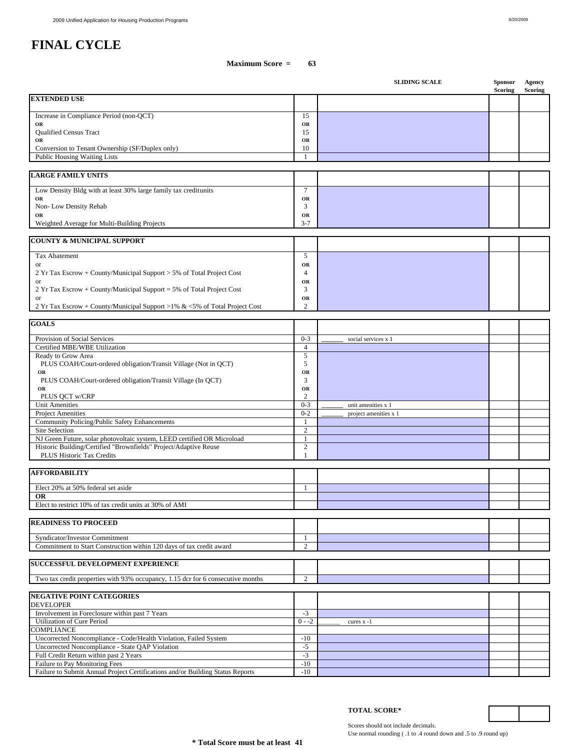# FINAL CYCLE

**Maximum Score = 63**

| | | SLIDING SCALE | Sponsor Scoring | Agency Scoring |
|---|---|---|---|---|
| **EXTENDED USE** | | | | |
| Increase in Compliance Period (non-QCT) | 15 | | | |
| **OR** | **OR** | | | |
| Qualified Census Tract | 15 | | | |
| **OR** | **OR** | | | |
| Conversion to Tenant Ownership (SF/Duplex only) | 10 | | | |
| Public Housing Waiting Lists | 1 | | | |
| **LARGE FAMILY UNITS** | | | | |
| Low Density Bldg with at least 30% large family tax creditunits | 7 | | | |
| **OR** | **OR** | | | |
| Non- Low Density Rehab | 3 | | | |
| **OR** | **OR** | | | |
| Weighted Average for Multi-Building Projects | 3-7 | | | |
| **COUNTY & MUNICIPAL SUPPORT** | | | | |
| Tax Abatement | 5 | | | |
| or | **OR** | | | |
| 2 Yr Tax Escrow + County/Municipal Support > 5% of Total Project Cost | 4 | | | |
| or | **OR** | | | |
| 2 Yr Tax Escrow + County/Municipal Support = 5% of Total Project Cost | 3 | | | |
| or | **OR** | | | |
| 2 Yr Tax Escrow + County/Municipal Support >1% & <5% of Total Project Cost | 2 | | | |
| **GOALS** | | | | |
| Provision of Social Services | 0-3 | _______ social services x 1 | | |
| Certified MBE/WBE Utilization | 4 | | | |
| Ready to Grow Area | 5 | | | |
| PLUS COAH/Court-ordered obligation/Transit Village (Not in QCT) | 5 | | | |
| **OR** | **OR** | | | |
| PLUS COAH/Court-ordered obligation/Transit Village (In QCT) | 3 | | | |
| **OR** | **OR** | | | |
| PLUS QCT w/CRP | 2 | | | |
| Unit Amenities | 0-3 | _______ unit amenities x 1 | | |
| Project Amenities | 0-2 | _______ project amenities x 1 | | |
| Community Policing/Public Safety Enhancements | 1 | | | |
| Site Selection | 2 | | | |
| NJ Green Future, solar photovoltaic system, LEED certified OR Microload | 1 | | | |
| Historic Building/Certified "Brownfields" Project/Adaptive Reuse | 2 | | | |
| PLUS Historic Tax Credits | 1 | | | |
| **AFFORDABILITY** | | | | |
| Elect 20% at 50% federal set aside | 1 | | | |
| **OR** | | | | |
| Elect to restrict 10% of tax credit units at 30% of AMI | | | | |
| **READINESS TO PROCEED** | | | | |
| Syndicator/Investor Commitment | 1 | | | |
| Commitment to Start Construction within 120 days of tax credit award | 2 | | | |
| **SUCCESSFUL DEVELOPMENT EXPERIENCE** | | | | |
| Two tax credit properties with 93% occupancy, 1.15 dcr for 6 consecutive months | 2 | | | |
| **NEGATIVE POINT CATEGORIES** | | | | |
| DEVELOPER | | | | |
| Involvement in Foreclosure within past 7 Years | -3 | | | |
| Utilization of Cure Period | 0 - -2 | _______ cures x -1 | | |
| COMPLIANCE | | | | |
| Uncorrected Noncompliance - Code/Health Violation, Failed System | -10 | | | |
| Uncorrected Noncompliance - State QAP Violation | -5 | | | |
| Full Credit Return within past 2 Years | -3 | | | |
| Failure to Pay Monitoring Fees | -10 | | | |
| Failure to Submit Annual Project Certifications and/or Building Status Reports | -10 | | | |

**TOTAL SCORE***

Scores should not include decimals.
Use normal rounding ( .1 to .4 round down and .5 to .9 round up)

**\* Total Score must be at least 41**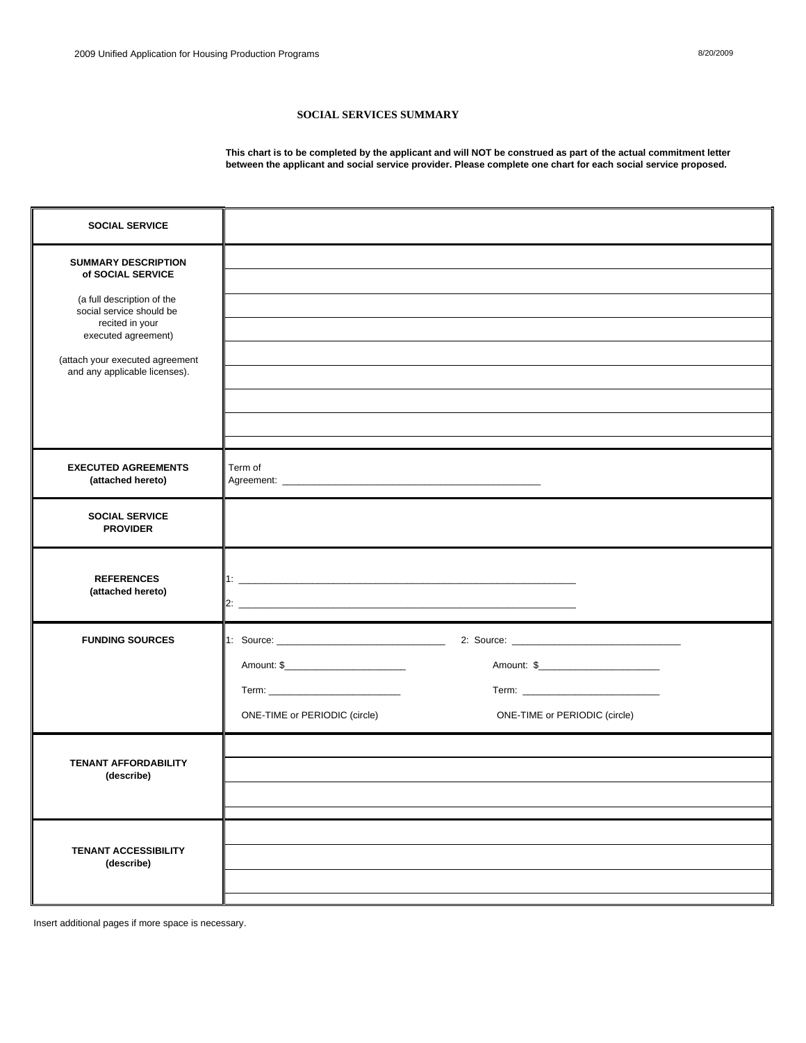## SOCIAL SERVICES SUMMARY

**This chart is to be completed by the applicant and will NOT be construed as part of the actual commitment letter between the applicant and social service provider. Please complete one chart for each social service proposed.**

| | |
|---|---|
| **SOCIAL SERVICE** | |
| **SUMMARY DESCRIPTION of SOCIAL SERVICE**<br><br>(a full description of the social service should be recited in your executed agreement)<br><br>(attach your executed agreement and any applicable licenses). | |
| **EXECUTED AGREEMENTS (attached hereto)** | Term of Agreement: _______________________________________________ |
| **SOCIAL SERVICE PROVIDER** | |
| **REFERENCES (attached hereto)** | 1: _______________________________________________________________<br>2: _______________________________________________________________ |
| **FUNDING SOURCES** | 1: Source: ________________________________ 2: Source: ________________________________<br>Amount: $______________________ Amount: $______________________<br>Term: ________________________ Term: _________________________<br>ONE-TIME or PERIODIC (circle) ONE-TIME or PERIODIC (circle) |
| **TENANT AFFORDABILITY (describe)** | |
| **TENANT ACCESSIBILITY (describe)** | |

Insert additional pages if more space is necessary.